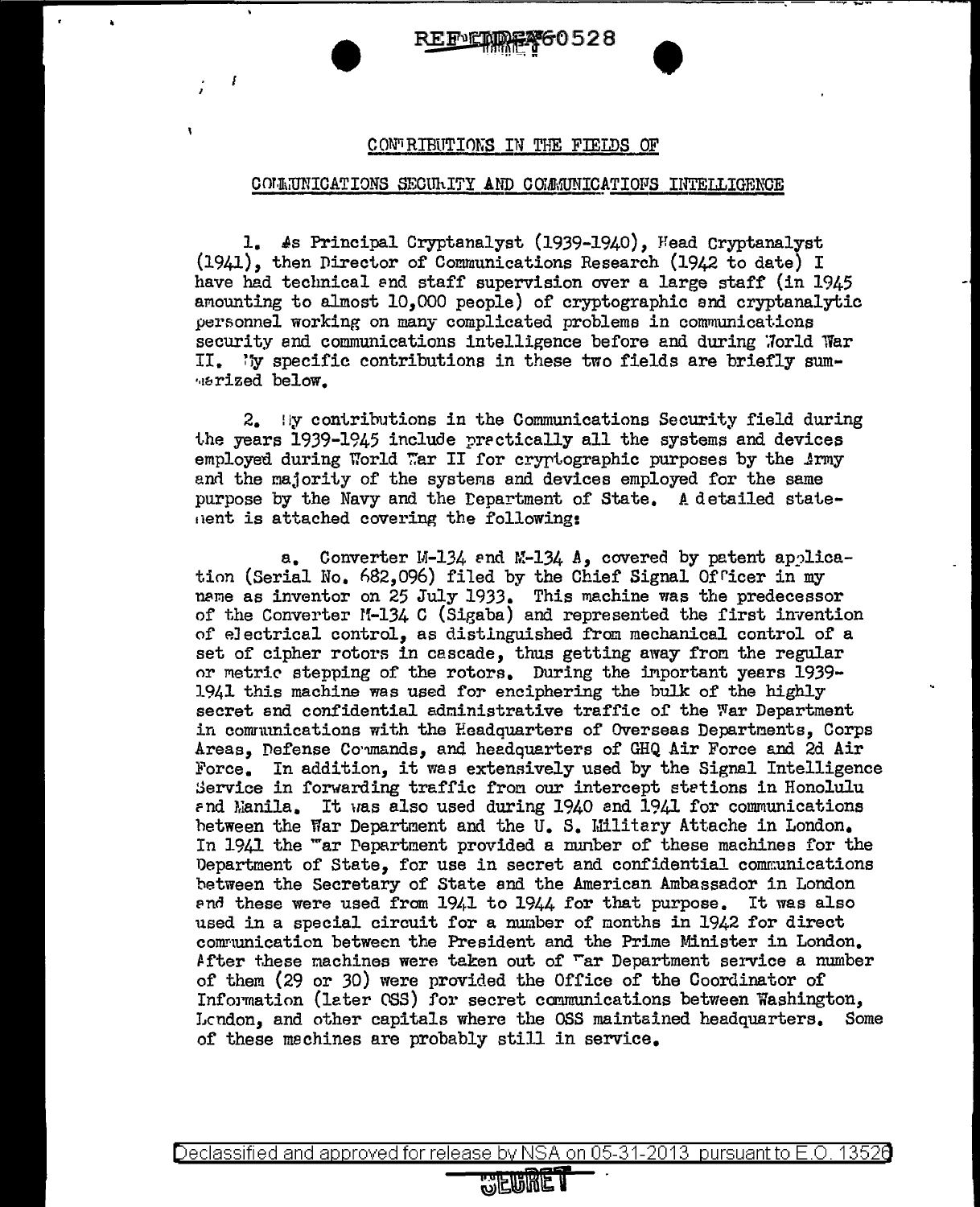REF ID:A60528

CONTRIBUTIONS IN THE FIELDS OF

COMMUNICATIONS SECURITY AND COMMUNICATIONS INTELLIGENCE

1. As Principal Cryptanalyst (1939-1940), Head Cryptanalyst (1941), then Director of Communications Research (1942 to date) I have had technical and staff supervision over a large staff (in 1945 amounting to almost 10,000 people) of cryptographic and cryptanalytic personnel working on many complicated problems in communications security and communications intelligence before and during World War II. My specific contributions in these two fields are briefly summarized below.

2. My contributions in the Communications Security field during the years 1939-1945 include practically all the systems and devices employed during World War II for cryptographic purposes by the Army and the majority of the systems and devices employed for the same purpose by the Navy and the Department of State. A detailed statement is attached covering the following:

a. Converter M-134 and M-134 A, covered by patent application (Serial No. 682,096) filed by the Chief Signal Officer in my name as inventor on 25 July 1933. This machine was the predecessor of the Converter M-134 C (Sigaba) and represented the first invention of electrical control, as distinguished from mechanical control of a set of cipher rotors in cascade, thus getting away from the regular or metric stepping of the rotors. During the important years 1939-1941 this machine was used for enciphering the bulk of the highly secret and confidential administrative traffic of the War Department in communications with the Headquarters of Overseas Departments, Corps Areas, Defense Commands, and headquarters of GHQ Air Force and 2d Air Force. In addition, it was extensively used by the Signal Intelligence Service in forwarding traffic from our intercept stations in Honolulu and Manila. It was also used during 1940 and 1941 for communications between the War Department and the U. S. Military Attache in London. In 1941 the War Department provided a number of these machines for the Department of State, for use in secret and confidential communications between the Secretary of State and the American Ambassador in London and these were used from 1941 to 1944 for that purpose. It was also used in a special circuit for a number of months in 1942 for direct communication between the President and the Prime Minister in London. After these machines were taken out of War Department service a number of them (29 or 30) were provided the Office of the Coordinator of Information (later OSS) for secret communications between Washington, London, and other capitals where the OSS maintained headquarters. Some of these machines are probably still in service.

Declassified and approved for release by NSA on 05-31-2013 pursuant to E.O. 13526

SECRET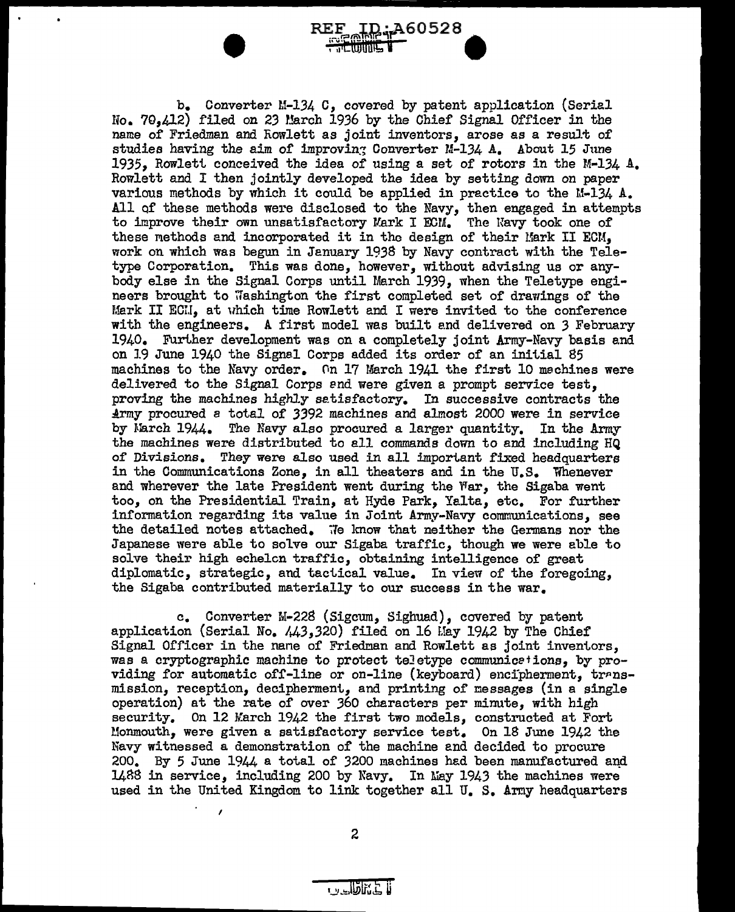b. Converter M-134 C, covered by patent application (Serial No. 70,412) filed on 23 March 1936 by the Chief Signal Officer in the name of Friedman and Rowlett as joint inventors, arose as a result of studies having the aim of improving Converter M-134 A. About 15 June 1935, Rowlett conceived the idea of using a set of rotors in the M-134 A. Rowlett and I then jointly developed the idea by setting down on paper various methods by which it could be applied in practice to the M-134 A. All of these methods were disclosed to the Navy, then engaged in attempts to improve their own unsatisfactory Mark I ECM. The Navy took one of these methods and incorporated it in the design of their Mark II ECM, work on which was begun in January 1938 by Navy contract with the Teletype Corporation. This was done, however, without advising us or anybody else in the Signal Corps until March 1939, when the Teletype engineers brought to Washington the first completed set of drawings of the Mark II ECM, at which time Rowlett and I were invited to the conference with the engineers. A first model was built and delivered on 3 February 1940. Further development was on a completely joint Army-Navy basis and on 19 June 1940 the Signal Corps added its order of an initial 85 machines to the Navy order. On 17 March 1941 the first 10 machines were delivered to the Signal Corps and were given a prompt service test, proving the machines highly satisfactory. In successive contracts the Army procured a total of 3392 machines and almost 2000 were in service by March 1944. The Navy also procured a larger quantity. In the Army the machines were distributed to all commands down to and including HQ of Divisions. They were also used in all important fixed headquarters in the Communications Zone, in all theaters and in the U.S. Whenever and wherever the late President went during the War, the Sigaba went too, on the Presidential Train, at Hyde Park, Yalta, etc. For further information regarding its value in Joint Army-Navy communications, see the detailed notes attached. We know that neither the Germans nor the Japanese were able to solve our Sigaba traffic, though we were able to solve their high echelon traffic, obtaining intelligence of great diplomatic, strategic, and tactical value. In view of the foregoing, the Sigaba contributed materially to our success in the war.

c. Converter M-228 (Sigcum, Sighuad), covered by patent application (Serial No. 443,320) filed on 16 May 1942 by The Chief Signal Officer in the name of Friedman and Rowlett as joint inventors, was a cryptographic machine to protect teletype communications, by providing for automatic off-line or on-line (keyboard) encipherment, transmission, reception, decipherment, and printing of messages (in a single operation) at the rate of over 360 characters per minute, with high security. On 12 March 1942 the first two models, constructed at Fort Monmouth, were given a satisfactory service test. On 18 June 1942 the Navy witnessed a demonstration of the machine and decided to procure 200. By 5 June 1944 a total of 3200 machines had been manufactured and 1488 in service, including 200 by Navy. In May 1943 the machines were used in the United Kingdom to link together all U. S. Army headquarters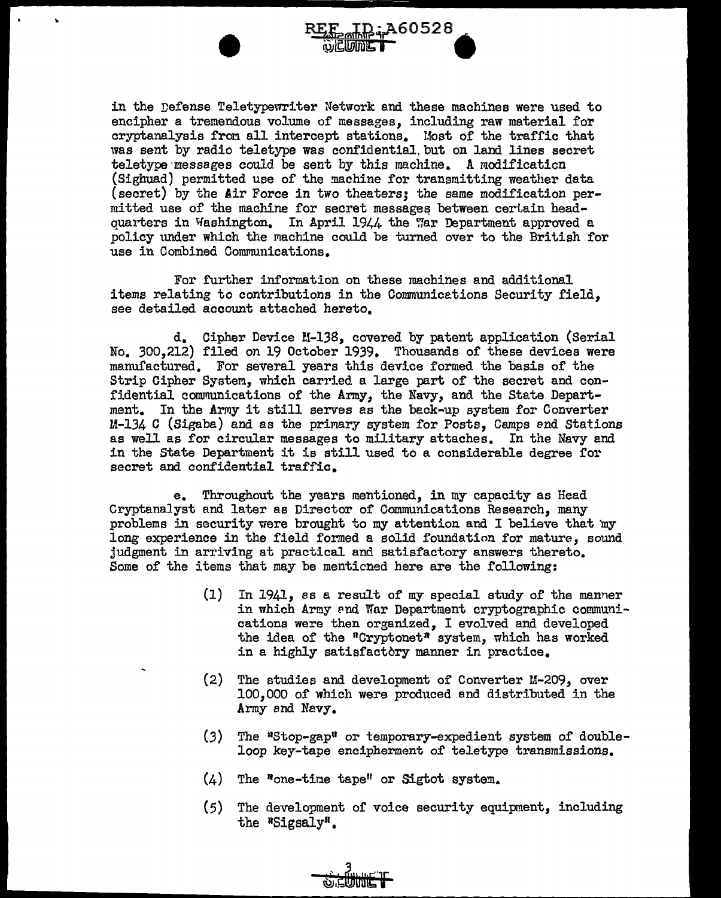in the Defense Teletypewriter Network and these machines were used to encipher a tremendous volume of messages, including raw material for cryptanalysis from all intercept stations. Most of the traffic that was sent by radio teletype was confidential but on land lines secret teletype messages could be sent by this machine. A modification (Sighuad) permitted use of the machine for transmitting weather data (secret) by the Air Force in two theaters; the same modification permitted use of the machine for secret messages between certain headquarters in Washington. In April 1944 the War Department approved a policy under which the machine could be turned over to the British for use in Combined Communications.

For further information on these machines and additional items relating to contributions in the Communications Security field, see detailed account attached hereto.

d. Cipher Device M-138, covered by patent application (Serial No. 300,212) filed on 19 October 1939. Thousands of these devices were manufactured. For several years this device formed the basis of the Strip Cipher System, which carried a large part of the secret and confidential communications of the Army, the Navy, and the State Department. In the Army it still serves as the back-up system for Converter M-134 C (Sigaba) and as the primary system for Posts, Camps and Stations as well as for circular messages to military attaches. In the Navy and in the State Department it is still used to a considerable degree for secret and confidential traffic.

e. Throughout the years mentioned, in my capacity as Head Cryptanalyst and later as Director of Communications Research, many problems in security were brought to my attention and I believe that my long experience in the field formed a solid foundation for mature, sound judgment in arriving at practical and satisfactory answers thereto. Some of the items that may be mentioned here are the following:

(1) In 1941, as a result of my special study of the manner in which Army and War Department cryptographic communications were then organized, I evolved and developed the idea of the "Cryptonet" system, which has worked in a highly satisfactory manner in practice.

(2) The studies and development of Converter M-209, over 100,000 of which were produced and distributed in the Army and Navy.

(3) The "Stop-gap" or temporary-expedient system of double-loop key-tape encipherment of teletype transmissions.

(4) The "one-time tape" or Sigtot system.

(5) The development of voice security equipment, including the "Sigsaly".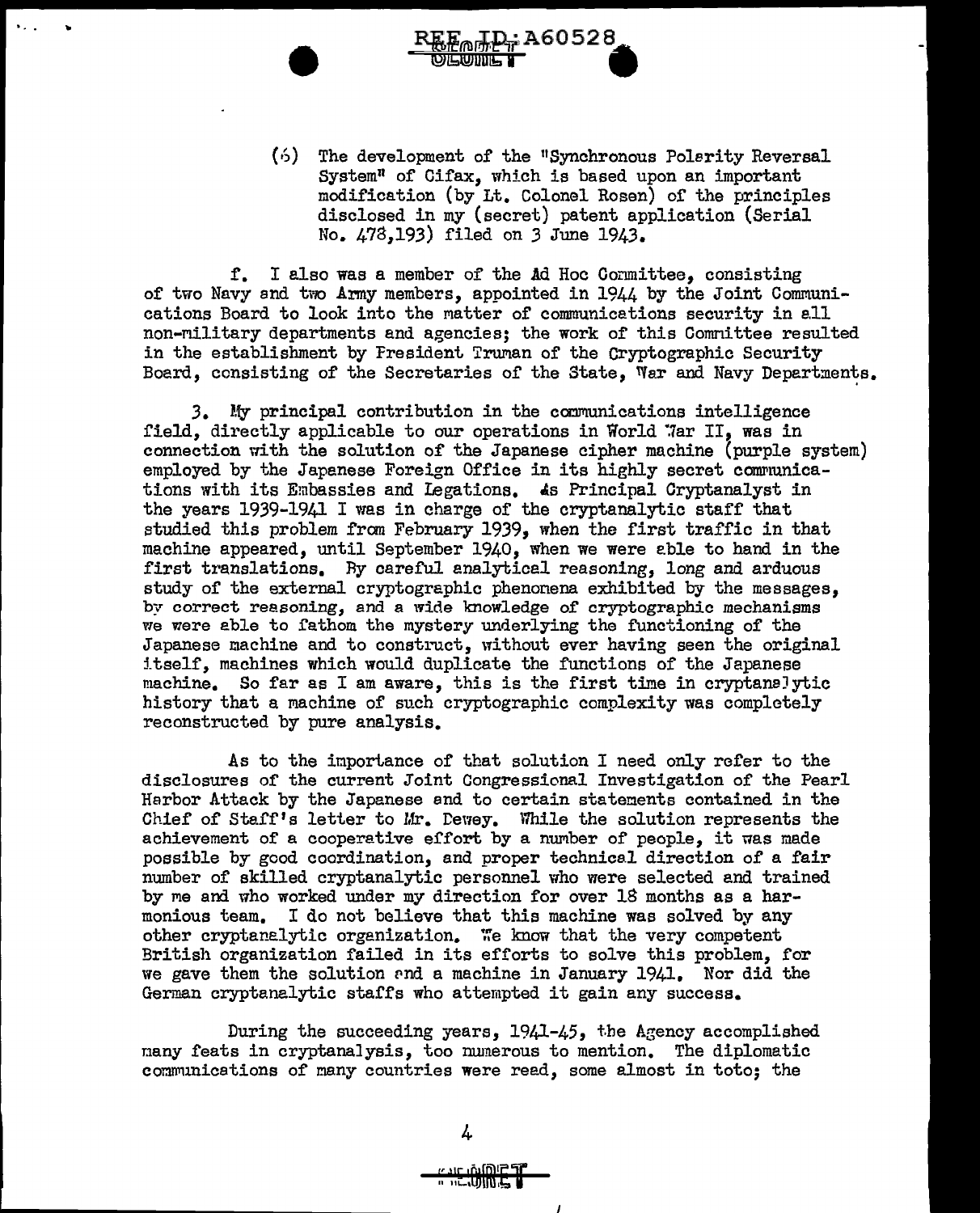(6) The development of the "Synchronous Polarity Reversal System" of Cifax, which is based upon an important modification (by Lt. Colonel Rosen) of the principles disclosed in my (secret) patent application (Serial No. 478,193) filed on 3 June 1943.

f. I also was a member of the Ad Hoc Committee, consisting of two Navy and two Army members, appointed in 1944 by the Joint Communications Board to look into the matter of communications security in all non-military departments and agencies; the work of this Committee resulted in the establishment by President Truman of the Cryptographic Security Board, consisting of the Secretaries of the State, War and Navy Departments.

3. My principal contribution in the communications intelligence field, directly applicable to our operations in World War II, was in connection with the solution of the Japanese cipher machine (purple system) employed by the Japanese Foreign Office in its highly secret communications with its Embassies and Legations. As Principal Cryptanalyst in the years 1939-1941 I was in charge of the cryptanalytic staff that studied this problem from February 1939, when the first traffic in that machine appeared, until September 1940, when we were able to hand in the first translations. By careful analytical reasoning, long and arduous study of the external cryptographic phenomena exhibited by the messages, by correct reasoning, and a wide knowledge of cryptographic mechanisms we were able to fathom the mystery underlying the functioning of the Japanese machine and to construct, without ever having seen the original itself, machines which would duplicate the functions of the Japanese machine. So far as I am aware, this is the first time in cryptanalytic history that a machine of such cryptographic complexity was completely reconstructed by pure analysis.

As to the importance of that solution I need only refer to the disclosures of the current Joint Congressional Investigation of the Pearl Harbor Attack by the Japanese and to certain statements contained in the Chief of Staff's letter to Mr. Dewey. While the solution represents the achievement of a cooperative effort by a number of people, it was made possible by good coordination, and proper technical direction of a fair number of skilled cryptanalytic personnel who were selected and trained by me and who worked under my direction for over 18 months as a harmonious team. I do not believe that this machine was solved by any other cryptanalytic organization. We know that the very competent British organization failed in its efforts to solve this problem, for we gave them the solution and a machine in January 1941. Nor did the German cryptanalytic staffs who attempted it gain any success.

During the succeeding years, 1941-45, the Agency accomplished many feats in cryptanalysis, too numerous to mention. The diplomatic communications of many countries were read, some almost in toto; the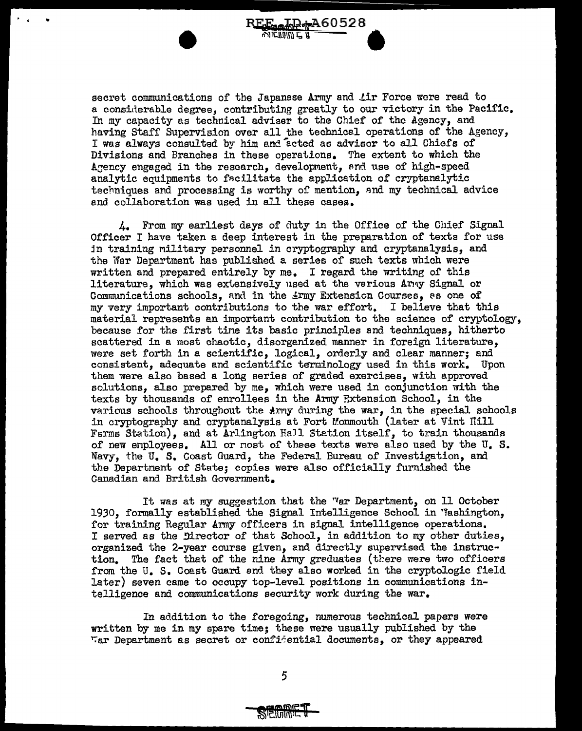secret communications of the Japanese Army and Air Force were read to a considerable degree, contributing greatly to our victory in the Pacific. In my capacity as technical adviser to the Chief of the Agency, and having Staff Supervision over all the technical operations of the Agency, I was always consulted by him and acted as advisor to all Chiefs of Divisions and Branches in these operations. The extent to which the Agency engaged in the research, development, and use of high-speed analytic equipments to facilitate the application of cryptanalytic techniques and processing is worthy of mention, and my technical advice and collaboration was used in all these cases.

4. From my earliest days of duty in the Office of the Chief Signal Officer I have taken a deep interest in the preparation of texts for use in training military personnel in cryptography and cryptanalysis, and the War Department has published a series of such texts which were written and prepared entirely by me. I regard the writing of this literature, which was extensively used at the various Army Signal or Communications schools, and in the Army Extension Courses, as one of my very important contributions to the war effort. I believe that this material represents an important contribution to the science of cryptology, because for the first time its basic principles and techniques, hitherto scattered in a most chaotic, disorganized manner in foreign literature, were set forth in a scientific, logical, orderly and clear manner; and consistent, adequate and scientific terminology used in this work. Upon them were also based a long series of graded exercises, with approved solutions, also prepared by me, which were used in conjunction with the texts by thousands of enrollees in the Army Extension School, in the various schools throughout the Army during the war, in the special schools in cryptography and cryptanalysis at Fort Monmouth (later at Vint Hill Farms Station), and at Arlington Hall Station itself, to train thousands of new employees. All or most of these texts were also used by the U. S. Navy, the U. S. Coast Guard, the Federal Bureau of Investigation, and the Department of State; copies were also officially furnished the Canadian and British Government.

It was at my suggestion that the War Department, on 11 October 1930, formally established the Signal Intelligence School in Washington, for training Regular Army officers in signal intelligence operations. I served as the Director of that School, in addition to my other duties, organized the 2-year course given, and directly supervised the instruction. The fact that of the nine Army graduates (there were two officers from the U. S. Coast Guard and they also worked in the cryptologic field later) seven came to occupy top-level positions in communications intelligence and communications security work during the war.

In addition to the foregoing, numerous technical papers were written by me in my spare time; these were usually published by the War Department as secret or confidential documents, or they appeared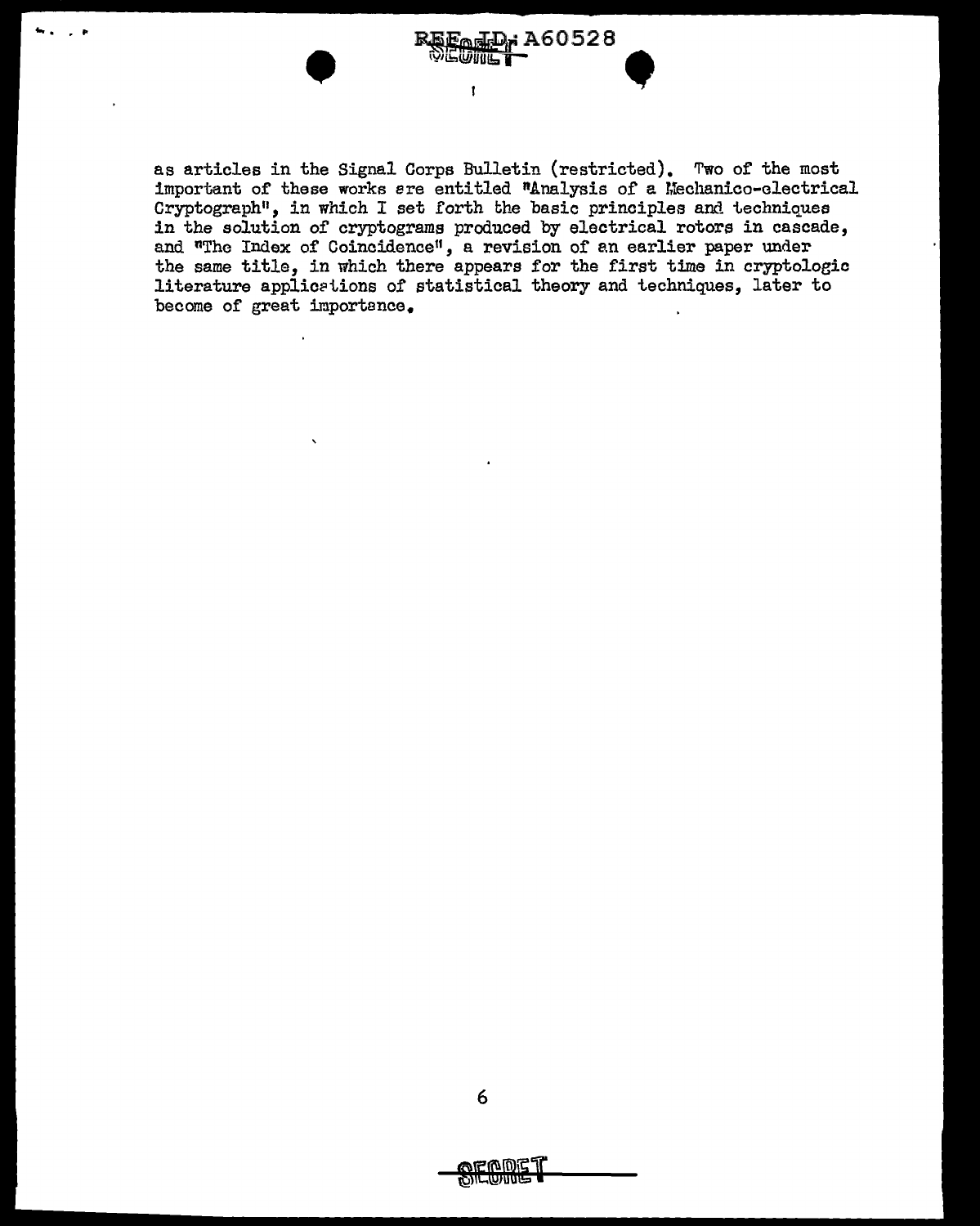as articles in the Signal Corps Bulletin (restricted). Two of the most important of these works are entitled "Analysis of a Mechanico-electrical Cryptograph", in which I set forth the basic principles and techniques in the solution of cryptograms produced by electrical rotors in cascade, and "The Index of Coincidence", a revision of an earlier paper under the same title, in which there appears for the first time in cryptologic literature applications of statistical theory and techniques, later to become of great importance.